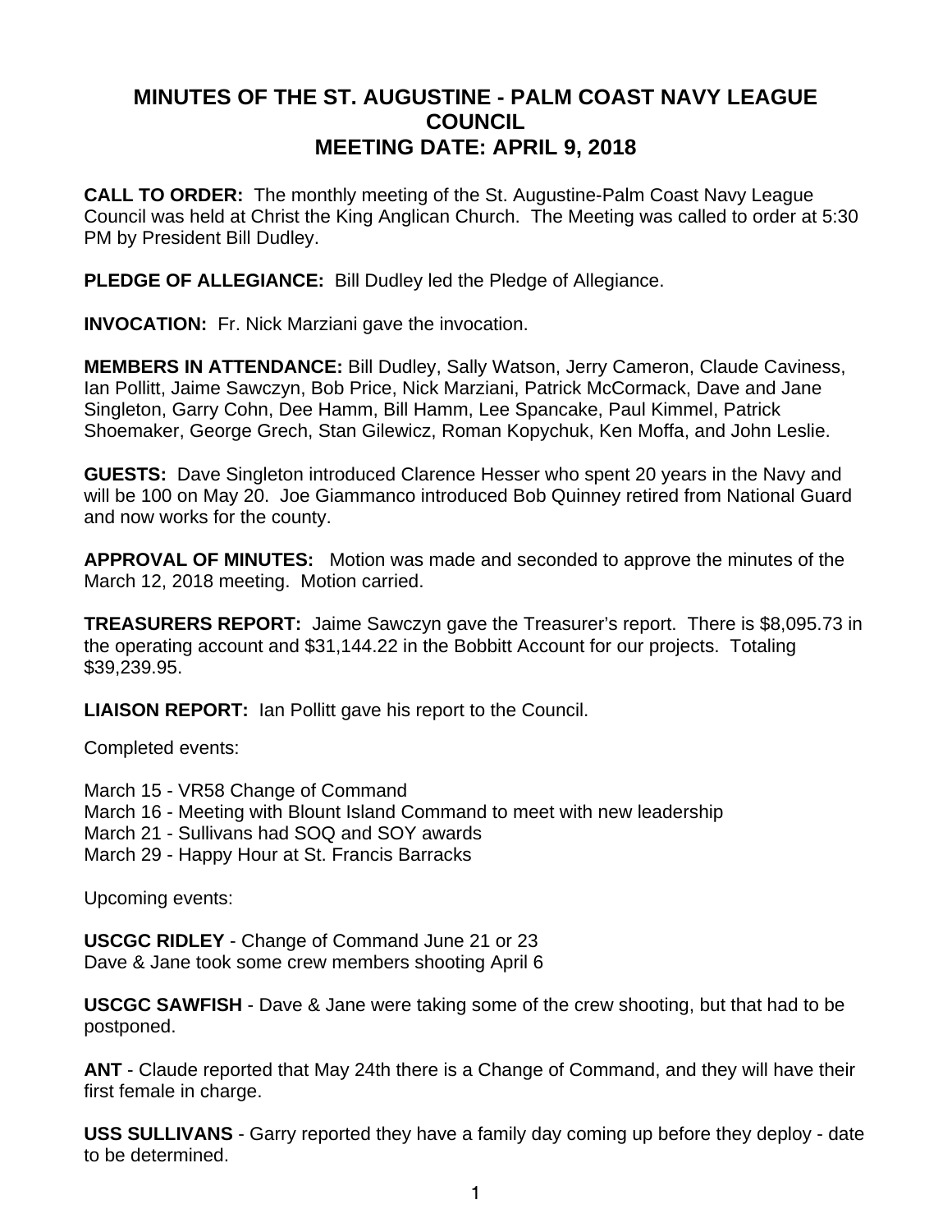# MINUTES OF THE ST. AUGUSTINE - PALM COAST NAVY LEAGUE COUNCIL
# MEETING DATE: APRIL 9, 2018

**CALL TO ORDER:** The monthly meeting of the St. Augustine-Palm Coast Navy League Council was held at Christ the King Anglican Church. The Meeting was called to order at 5:30 PM by President Bill Dudley.

**PLEDGE OF ALLEGIANCE:** Bill Dudley led the Pledge of Allegiance.

**INVOCATION:** Fr. Nick Marziani gave the invocation.

**MEMBERS IN ATTENDANCE:** Bill Dudley, Sally Watson, Jerry Cameron, Claude Caviness, Ian Pollitt, Jaime Sawczyn, Bob Price, Nick Marziani, Patrick McCormack, Dave and Jane Singleton, Garry Cohn, Dee Hamm, Bill Hamm, Lee Spancake, Paul Kimmel, Patrick Shoemaker, George Grech, Stan Gilewicz, Roman Kopychuk, Ken Moffa, and John Leslie.

**GUESTS:** Dave Singleton introduced Clarence Hesser who spent 20 years in the Navy and will be 100 on May 20. Joe Giammanco introduced Bob Quinney retired from National Guard and now works for the county.

**APPROVAL OF MINUTES:** Motion was made and seconded to approve the minutes of the March 12, 2018 meeting. Motion carried.

**TREASURERS REPORT:** Jaime Sawczyn gave the Treasurer's report. There is $8,095.73 in the operating account and $31,144.22 in the Bobbitt Account for our projects. Totaling $39,239.95.

**LIAISON REPORT:** Ian Pollitt gave his report to the Council.

Completed events:

March 15 - VR58 Change of Command
March 16 - Meeting with Blount Island Command to meet with new leadership
March 21 - Sullivans had SOQ and SOY awards
March 29 - Happy Hour at St. Francis Barracks

Upcoming events:

**USCGC RIDLEY** - Change of Command June 21 or 23
Dave & Jane took some crew members shooting April 6

**USCGC SAWFISH** - Dave & Jane were taking some of the crew shooting, but that had to be postponed.

**ANT** - Claude reported that May 24th there is a Change of Command, and they will have their first female in charge.

**USS SULLIVANS** - Garry reported they have a family day coming up before they deploy - date to be determined.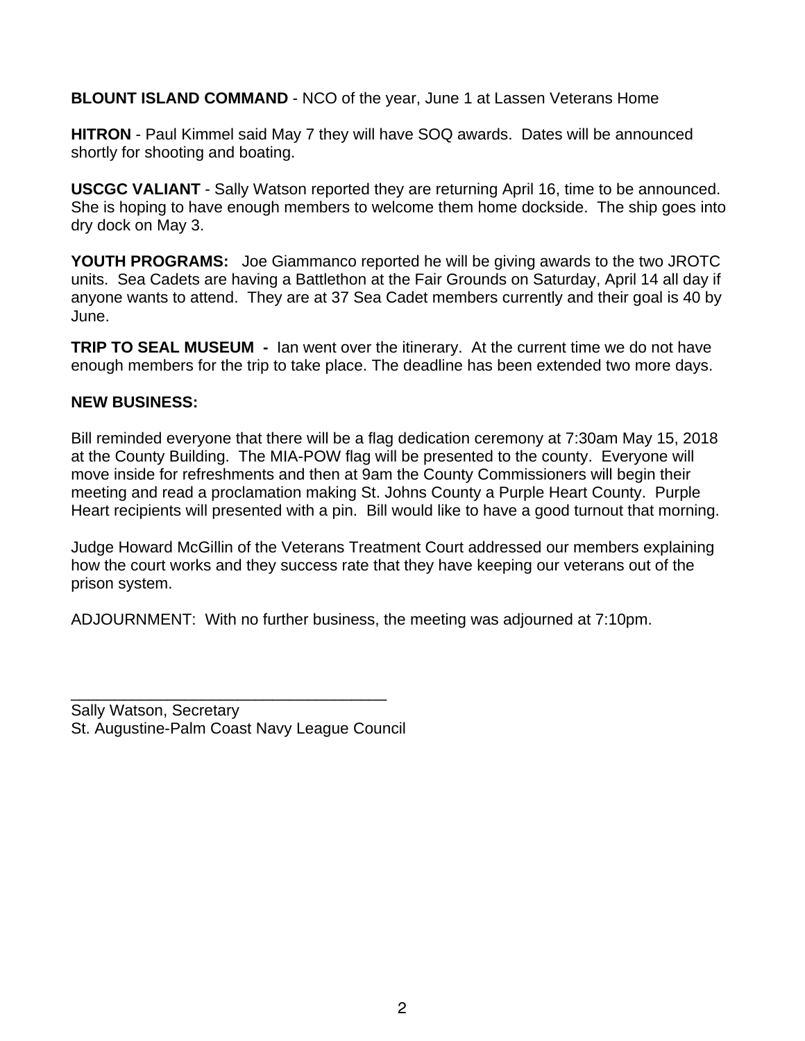**BLOUNT ISLAND COMMAND** - NCO of the year, June 1 at Lassen Veterans Home

**HITRON** - Paul Kimmel said May 7 they will have SOQ awards. Dates will be announced shortly for shooting and boating.

**USCGC VALIANT** - Sally Watson reported they are returning April 16, time to be announced. She is hoping to have enough members to welcome them home dockside. The ship goes into dry dock on May 3.

**YOUTH PROGRAMS:** Joe Giammanco reported he will be giving awards to the two JROTC units. Sea Cadets are having a Battlethon at the Fair Grounds on Saturday, April 14 all day if anyone wants to attend. They are at 37 Sea Cadet members currently and their goal is 40 by June.

**TRIP TO SEAL MUSEUM -** Ian went over the itinerary. At the current time we do not have enough members for the trip to take place. The deadline has been extended two more days.

**NEW BUSINESS:**

Bill reminded everyone that there will be a flag dedication ceremony at 7:30am May 15, 2018 at the County Building. The MIA-POW flag will be presented to the county. Everyone will move inside for refreshments and then at 9am the County Commissioners will begin their meeting and read a proclamation making St. Johns County a Purple Heart County. Purple Heart recipients will presented with a pin. Bill would like to have a good turnout that morning.

Judge Howard McGillin of the Veterans Treatment Court addressed our members explaining how the court works and they success rate that they have keeping our veterans out of the prison system.

ADJOURNMENT: With no further business, the meeting was adjourned at 7:10pm.

\_\_\_\_\_\_\_\_\_\_\_\_\_\_\_\_\_\_\_\_\_\_\_\_\_\_\_\_\_\_\_\_\_\_\_\_

Sally Watson, Secretary
St. Augustine-Palm Coast Navy League Council